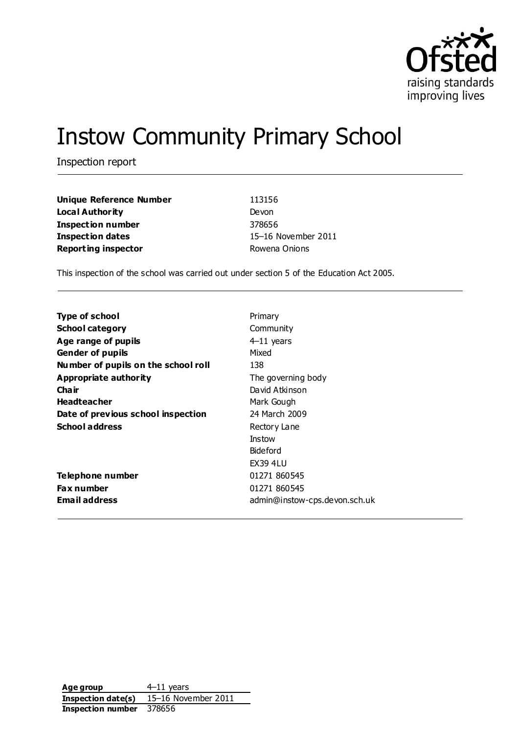Ofsted
raising standards
improving lives

# Instow Community Primary School

Inspection report

| | |
|---|---|
| **Unique Reference Number** | 113156 |
| **Local Authority** | Devon |
| **Inspection number** | 378656 |
| **Inspection dates** | 15–16 November 2011 |
| **Reporting inspector** | Rowena Onions |

This inspection of the school was carried out under section 5 of the Education Act 2005.

| | |
|---|---|
| **Type of school** | Primary |
| **School category** | Community |
| **Age range of pupils** | 4–11 years |
| **Gender of pupils** | Mixed |
| **Number of pupils on the school roll** | 138 |
| **Appropriate authority** | The governing body |
| **Chair** | David Atkinson |
| **Headteacher** | Mark Gough |
| **Date of previous school inspection** | 24 March 2009 |
| **School address** | Rectory Lane<br>Instow<br>Bideford<br>EX39 4LU |
| **Telephone number** | 01271 860545 |
| **Fax number** | 01271 860545 |
| **Email address** | admin@instow-cps.devon.sch.uk |

| | |
|---|---|
| **Age group** | 4–11 years |
| **Inspection date(s)** | 15–16 November 2011 |
| **Inspection number** | 378656 |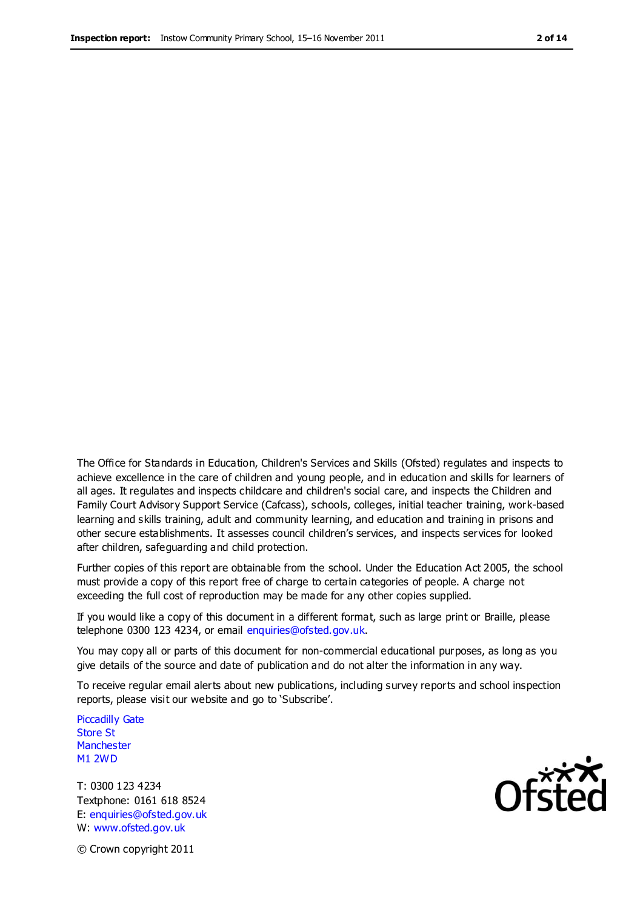The Office for Standards in Education, Children's Services and Skills (Ofsted) regulates and inspects to achieve excellence in the care of children and young people, and in education and skills for learners of all ages. It regulates and inspects childcare and children's social care, and inspects the Children and Family Court Advisory Support Service (Cafcass), schools, colleges, initial teacher training, work-based learning and skills training, adult and community learning, and education and training in prisons and other secure establishments. It assesses council children's services, and inspects services for looked after children, safeguarding and child protection.

Further copies of this report are obtainable from the school. Under the Education Act 2005, the school must provide a copy of this report free of charge to certain categories of people. A charge not exceeding the full cost of reproduction may be made for any other copies supplied.

If you would like a copy of this document in a different format, such as large print or Braille, please telephone 0300 123 4234, or email enquiries@ofsted.gov.uk.

You may copy all or parts of this document for non-commercial educational purposes, as long as you give details of the source and date of publication and do not alter the information in any way.

To receive regular email alerts about new publications, including survey reports and school inspection reports, please visit our website and go to 'Subscribe'.

Piccadilly Gate
Store St
Manchester
M1 2WD

T: 0300 123 4234
Textphone: 0161 618 8524
E: enquiries@ofsted.gov.uk
W: www.ofsted.gov.uk

© Crown copyright 2011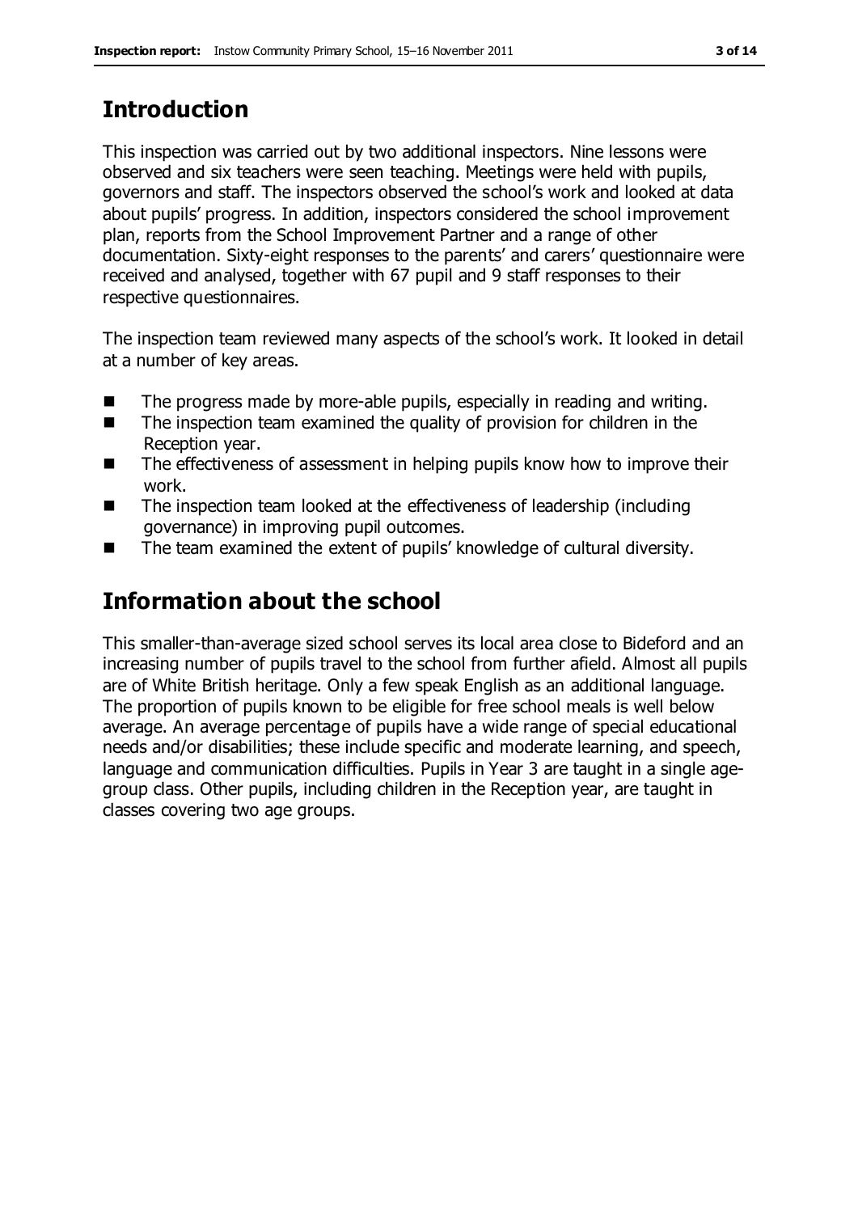## Introduction

This inspection was carried out by two additional inspectors. Nine lessons were observed and six teachers were seen teaching. Meetings were held with pupils, governors and staff. The inspectors observed the school's work and looked at data about pupils' progress. In addition, inspectors considered the school improvement plan, reports from the School Improvement Partner and a range of other documentation. Sixty-eight responses to the parents' and carers' questionnaire were received and analysed, together with 67 pupil and 9 staff responses to their respective questionnaires.

The inspection team reviewed many aspects of the school's work. It looked in detail at a number of key areas.

- The progress made by more-able pupils, especially in reading and writing.
- The inspection team examined the quality of provision for children in the Reception year.
- The effectiveness of assessment in helping pupils know how to improve their work.
- The inspection team looked at the effectiveness of leadership (including governance) in improving pupil outcomes.
- The team examined the extent of pupils' knowledge of cultural diversity.

## Information about the school

This smaller-than-average sized school serves its local area close to Bideford and an increasing number of pupils travel to the school from further afield. Almost all pupils are of White British heritage. Only a few speak English as an additional language. The proportion of pupils known to be eligible for free school meals is well below average. An average percentage of pupils have a wide range of special educational needs and/or disabilities; these include specific and moderate learning, and speech, language and communication difficulties. Pupils in Year 3 are taught in a single age-group class. Other pupils, including children in the Reception year, are taught in classes covering two age groups.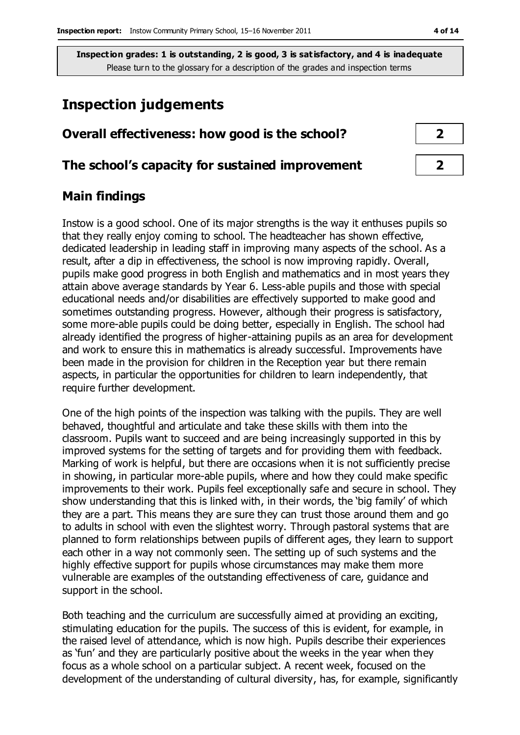**Inspection grades: 1 is outstanding, 2 is good, 3 is satisfactory, and 4 is inadequate**
Please turn to the glossary for a description of the grades and inspection terms

# Inspection judgements

| | |
|---|---|
| **Overall effectiveness: how good is the school?** | **2** |
| **The school's capacity for sustained improvement** | **2** |

## Main findings

Instow is a good school. One of its major strengths is the way it enthuses pupils so that they really enjoy coming to school. The headteacher has shown effective, dedicated leadership in leading staff in improving many aspects of the school. As a result, after a dip in effectiveness, the school is now improving rapidly. Overall, pupils make good progress in both English and mathematics and in most years they attain above average standards by Year 6. Less-able pupils and those with special educational needs and/or disabilities are effectively supported to make good and sometimes outstanding progress. However, although their progress is satisfactory, some more-able pupils could be doing better, especially in English. The school had already identified the progress of higher-attaining pupils as an area for development and work to ensure this in mathematics is already successful. Improvements have been made in the provision for children in the Reception year but there remain aspects, in particular the opportunities for children to learn independently, that require further development.

One of the high points of the inspection was talking with the pupils. They are well behaved, thoughtful and articulate and take these skills with them into the classroom. Pupils want to succeed and are being increasingly supported in this by improved systems for the setting of targets and for providing them with feedback. Marking of work is helpful, but there are occasions when it is not sufficiently precise in showing, in particular more-able pupils, where and how they could make specific improvements to their work. Pupils feel exceptionally safe and secure in school. They show understanding that this is linked with, in their words, the 'big family' of which they are a part. This means they are sure they can trust those around them and go to adults in school with even the slightest worry. Through pastoral systems that are planned to form relationships between pupils of different ages, they learn to support each other in a way not commonly seen. The setting up of such systems and the highly effective support for pupils whose circumstances may make them more vulnerable are examples of the outstanding effectiveness of care, guidance and support in the school.

Both teaching and the curriculum are successfully aimed at providing an exciting, stimulating education for the pupils. The success of this is evident, for example, in the raised level of attendance, which is now high. Pupils describe their experiences as 'fun' and they are particularly positive about the weeks in the year when they focus as a whole school on a particular subject. A recent week, focused on the development of the understanding of cultural diversity, has, for example, significantly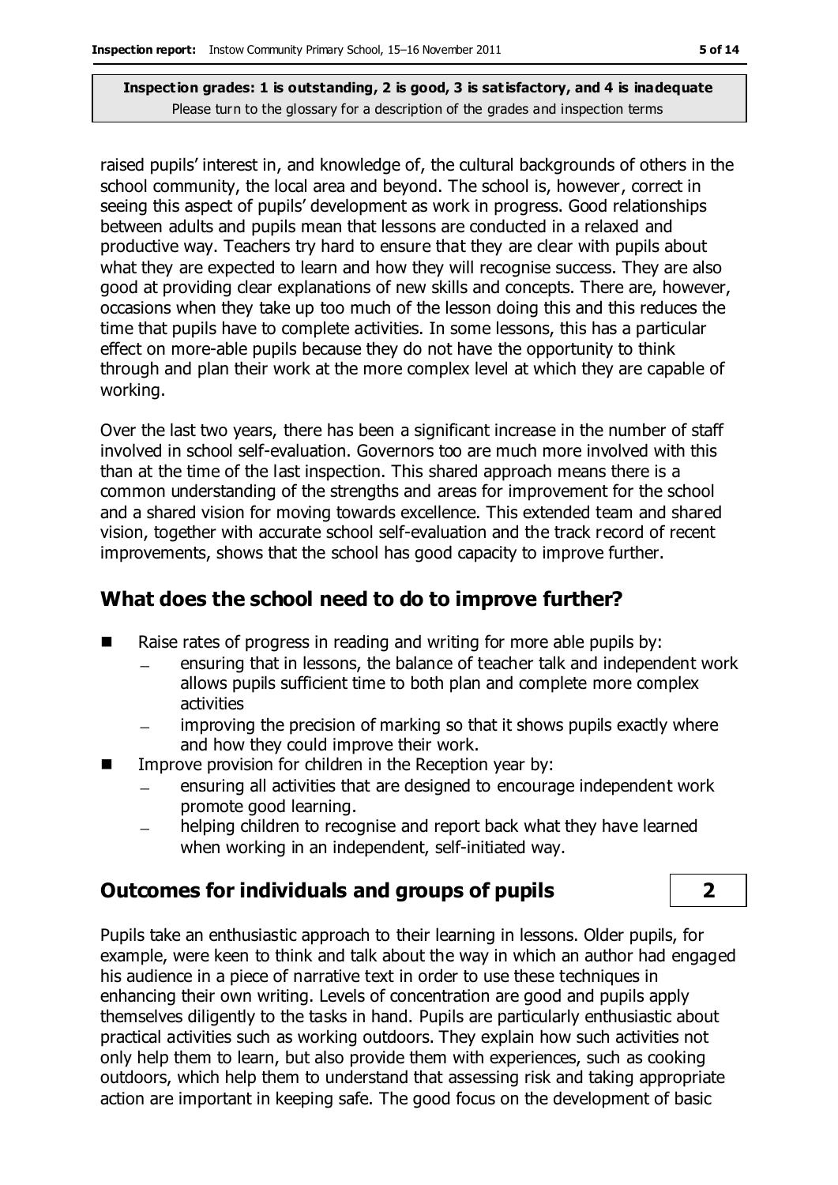raised pupils' interest in, and knowledge of, the cultural backgrounds of others in the school community, the local area and beyond. The school is, however, correct in seeing this aspect of pupils' development as work in progress. Good relationships between adults and pupils mean that lessons are conducted in a relaxed and productive way. Teachers try hard to ensure that they are clear with pupils about what they are expected to learn and how they will recognise success. They are also good at providing clear explanations of new skills and concepts. There are, however, occasions when they take up too much of the lesson doing this and this reduces the time that pupils have to complete activities. In some lessons, this has a particular effect on more-able pupils because they do not have the opportunity to think through and plan their work at the more complex level at which they are capable of working.

Over the last two years, there has been a significant increase in the number of staff involved in school self-evaluation. Governors too are much more involved with this than at the time of the last inspection. This shared approach means there is a common understanding of the strengths and areas for improvement for the school and a shared vision for moving towards excellence. This extended team and shared vision, together with accurate school self-evaluation and the track record of recent improvements, shows that the school has good capacity to improve further.

## What does the school need to do to improve further?

- Raise rates of progress in reading and writing for more able pupils by:
  - ensuring that in lessons, the balance of teacher talk and independent work allows pupils sufficient time to both plan and complete more complex activities
  - improving the precision of marking so that it shows pupils exactly where and how they could improve their work.
- Improve provision for children in the Reception year by:
  - ensuring all activities that are designed to encourage independent work promote good learning.
  - helping children to recognise and report back what they have learned when working in an independent, self-initiated way.

## Outcomes for individuals and groups of pupils — 2

Pupils take an enthusiastic approach to their learning in lessons. Older pupils, for example, were keen to think and talk about the way in which an author had engaged his audience in a piece of narrative text in order to use these techniques in enhancing their own writing. Levels of concentration are good and pupils apply themselves diligently to the tasks in hand. Pupils are particularly enthusiastic about practical activities such as working outdoors. They explain how such activities not only help them to learn, but also provide them with experiences, such as cooking outdoors, which help them to understand that assessing risk and taking appropriate action are important in keeping safe. The good focus on the development of basic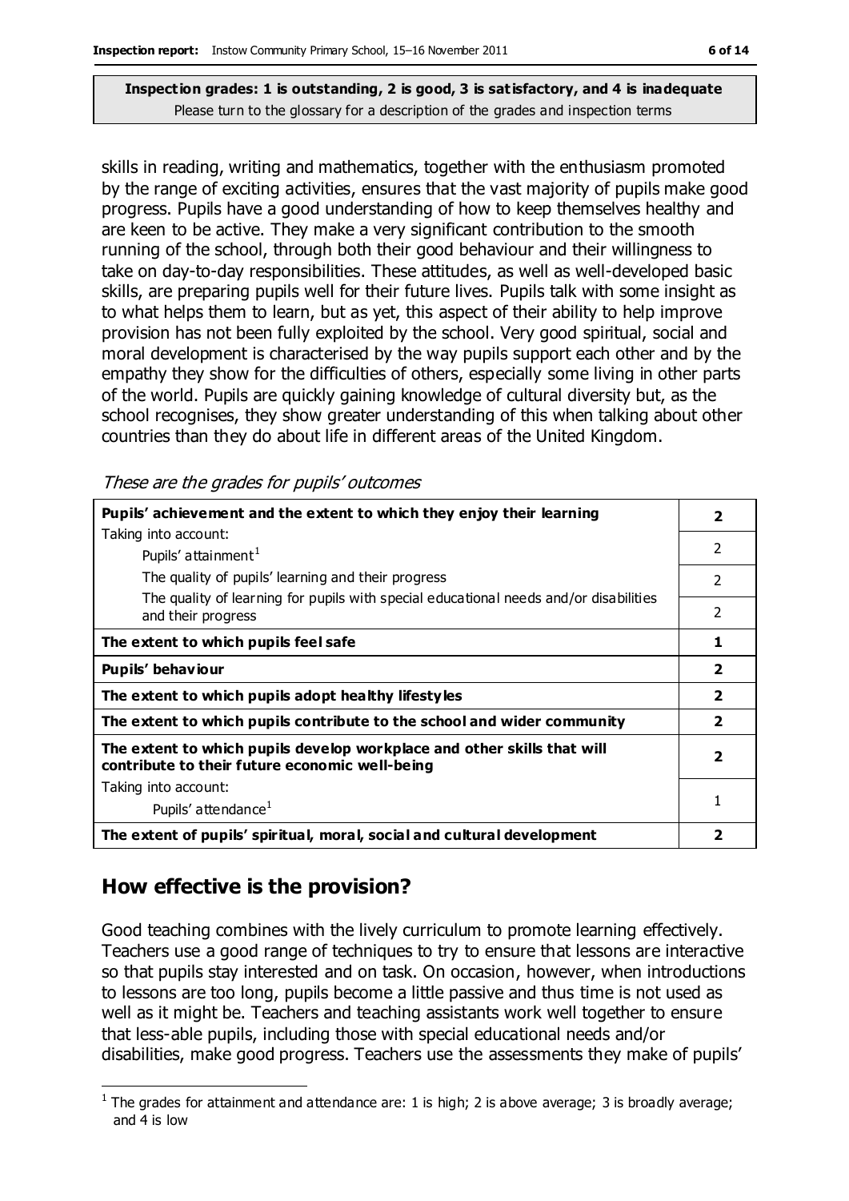**Inspection grades: 1 is outstanding, 2 is good, 3 is satisfactory, and 4 is inadequate**
Please turn to the glossary for a description of the grades and inspection terms

skills in reading, writing and mathematics, together with the enthusiasm promoted by the range of exciting activities, ensures that the vast majority of pupils make good progress. Pupils have a good understanding of how to keep themselves healthy and are keen to be active. They make a very significant contribution to the smooth running of the school, through both their good behaviour and their willingness to take on day-to-day responsibilities. These attitudes, as well as well-developed basic skills, are preparing pupils well for their future lives. Pupils talk with some insight as to what helps them to learn, but as yet, this aspect of their ability to help improve provision has not been fully exploited by the school. Very good spiritual, social and moral development is characterised by the way pupils support each other and by the empathy they show for the difficulties of others, especially some living in other parts of the world. Pupils are quickly gaining knowledge of cultural diversity but, as the school recognises, they show greater understanding of this when talking about other countries than they do about life in different areas of the United Kingdom.

*These are the grades for pupils' outcomes*

| | |
|---|---|
| **Pupils' achievement and the extent to which they enjoy their learning** | **2** |
| Taking into account: Pupils' attainment[1] | 2 |
| The quality of pupils' learning and their progress | 2 |
| The quality of learning for pupils with special educational needs and/or disabilities and their progress | 2 |
| **The extent to which pupils feel safe** | **1** |
| **Pupils' behaviour** | **2** |
| **The extent to which pupils adopt healthy lifestyles** | **2** |
| **The extent to which pupils contribute to the school and wider community** | **2** |
| **The extent to which pupils develop workplace and other skills that will contribute to their future economic well-being** | **2** |
| Taking into account: Pupils' attendance[1] | 1 |
| **The extent of pupils' spiritual, moral, social and cultural development** | **2** |

## How effective is the provision?

Good teaching combines with the lively curriculum to promote learning effectively. Teachers use a good range of techniques to try to ensure that lessons are interactive so that pupils stay interested and on task. On occasion, however, when introductions to lessons are too long, pupils become a little passive and thus time is not used as well as it might be. Teachers and teaching assistants work well together to ensure that less-able pupils, including those with special educational needs and/or disabilities, make good progress. Teachers use the assessments they make of pupils'

[1] The grades for attainment and attendance are: 1 is high; 2 is above average; 3 is broadly average; and 4 is low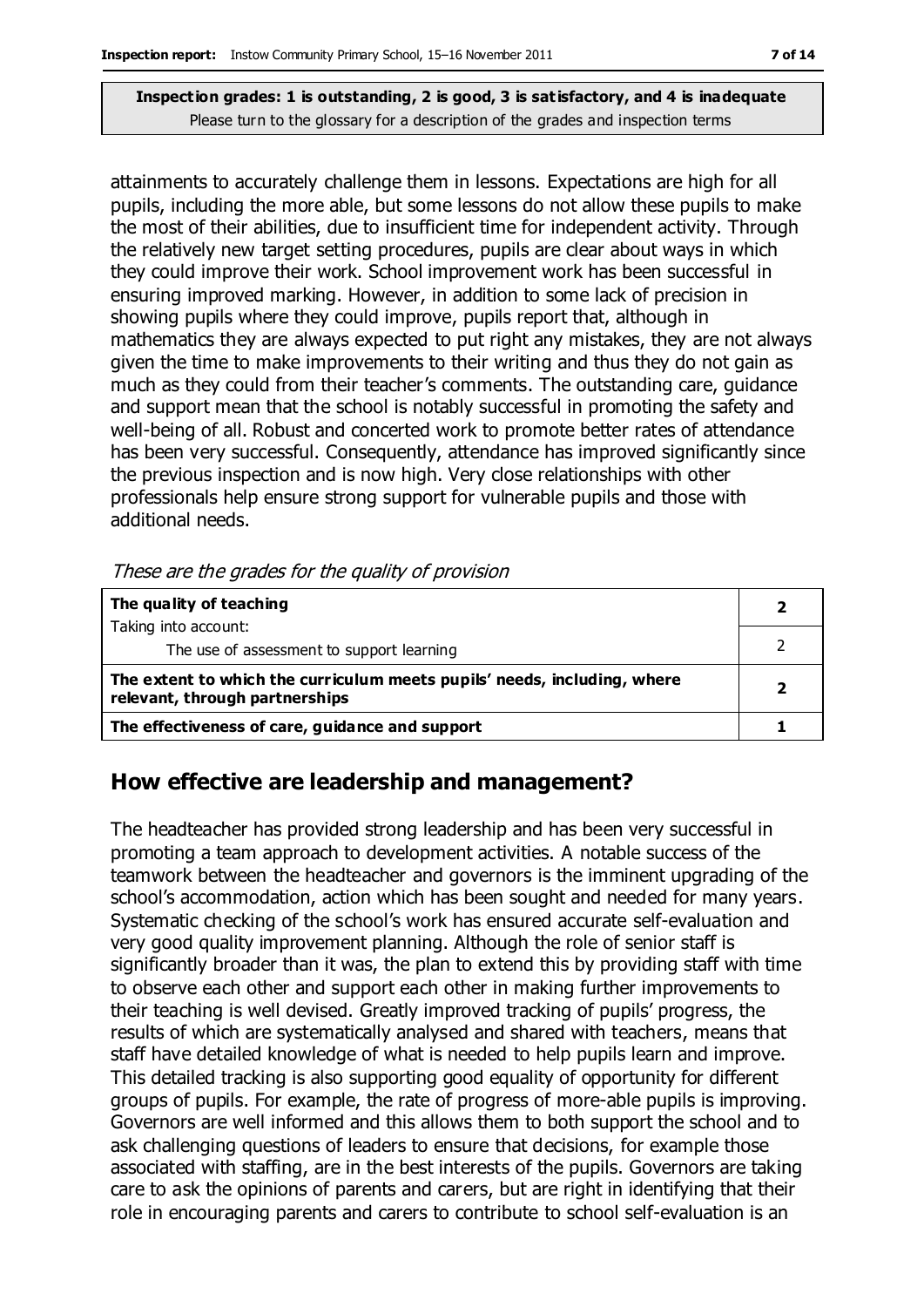**Inspection grades: 1 is outstanding, 2 is good, 3 is satisfactory, and 4 is inadequate**
Please turn to the glossary for a description of the grades and inspection terms

attainments to accurately challenge them in lessons. Expectations are high for all pupils, including the more able, but some lessons do not allow these pupils to make the most of their abilities, due to insufficient time for independent activity. Through the relatively new target setting procedures, pupils are clear about ways in which they could improve their work. School improvement work has been successful in ensuring improved marking. However, in addition to some lack of precision in showing pupils where they could improve, pupils report that, although in mathematics they are always expected to put right any mistakes, they are not always given the time to make improvements to their writing and thus they do not gain as much as they could from their teacher's comments. The outstanding care, guidance and support mean that the school is notably successful in promoting the safety and well-being of all. Robust and concerted work to promote better rates of attendance has been very successful. Consequently, attendance has improved significantly since the previous inspection and is now high. Very close relationships with other professionals help ensure strong support for vulnerable pupils and those with additional needs.

*These are the grades for the quality of provision*

| | |
|---|---|
| **The quality of teaching** <br> Taking into account: | **2** |
| The use of assessment to support learning | 2 |
| **The extent to which the curriculum meets pupils' needs, including, where relevant, through partnerships** | **2** |
| **The effectiveness of care, guidance and support** | **1** |

## How effective are leadership and management?

The headteacher has provided strong leadership and has been very successful in promoting a team approach to development activities. A notable success of the teamwork between the headteacher and governors is the imminent upgrading of the school's accommodation, action which has been sought and needed for many years. Systematic checking of the school's work has ensured accurate self-evaluation and very good quality improvement planning. Although the role of senior staff is significantly broader than it was, the plan to extend this by providing staff with time to observe each other and support each other in making further improvements to their teaching is well devised. Greatly improved tracking of pupils' progress, the results of which are systematically analysed and shared with teachers, means that staff have detailed knowledge of what is needed to help pupils learn and improve. This detailed tracking is also supporting good equality of opportunity for different groups of pupils. For example, the rate of progress of more-able pupils is improving. Governors are well informed and this allows them to both support the school and to ask challenging questions of leaders to ensure that decisions, for example those associated with staffing, are in the best interests of the pupils. Governors are taking care to ask the opinions of parents and carers, but are right in identifying that their role in encouraging parents and carers to contribute to school self-evaluation is an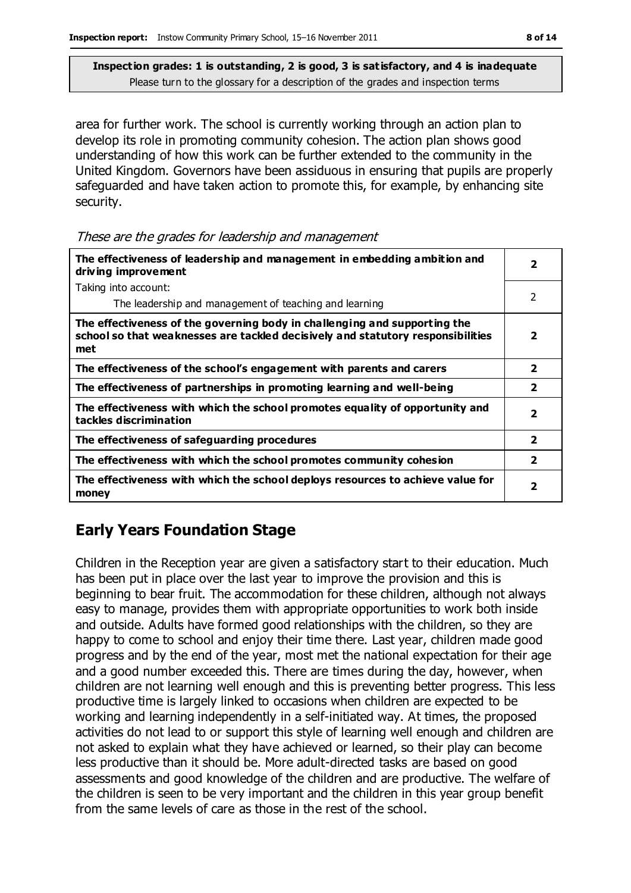**Inspection grades: 1 is outstanding, 2 is good, 3 is satisfactory, and 4 is inadequate**
Please turn to the glossary for a description of the grades and inspection terms

area for further work. The school is currently working through an action plan to develop its role in promoting community cohesion. The action plan shows good understanding of how this work can be further extended to the community in the United Kingdom. Governors have been assiduous in ensuring that pupils are properly safeguarded and have taken action to promote this, for example, by enhancing site security.

*These are the grades for leadership and management*

| | |
|---|---|
| **The effectiveness of leadership and management in embedding ambition and driving improvement** | **2** |
| Taking into account:<br>The leadership and management of teaching and learning | 2 |
| **The effectiveness of the governing body in challenging and supporting the school so that weaknesses are tackled decisively and statutory responsibilities met** | **2** |
| **The effectiveness of the school's engagement with parents and carers** | **2** |
| **The effectiveness of partnerships in promoting learning and well-being** | **2** |
| **The effectiveness with which the school promotes equality of opportunity and tackles discrimination** | **2** |
| **The effectiveness of safeguarding procedures** | **2** |
| **The effectiveness with which the school promotes community cohesion** | **2** |
| **The effectiveness with which the school deploys resources to achieve value for money** | **2** |

## Early Years Foundation Stage

Children in the Reception year are given a satisfactory start to their education. Much has been put in place over the last year to improve the provision and this is beginning to bear fruit. The accommodation for these children, although not always easy to manage, provides them with appropriate opportunities to work both inside and outside. Adults have formed good relationships with the children, so they are happy to come to school and enjoy their time there. Last year, children made good progress and by the end of the year, most met the national expectation for their age and a good number exceeded this. There are times during the day, however, when children are not learning well enough and this is preventing better progress. This less productive time is largely linked to occasions when children are expected to be working and learning independently in a self-initiated way. At times, the proposed activities do not lead to or support this style of learning well enough and children are not asked to explain what they have achieved or learned, so their play can become less productive than it should be. More adult-directed tasks are based on good assessments and good knowledge of the children and are productive. The welfare of the children is seen to be very important and the children in this year group benefit from the same levels of care as those in the rest of the school.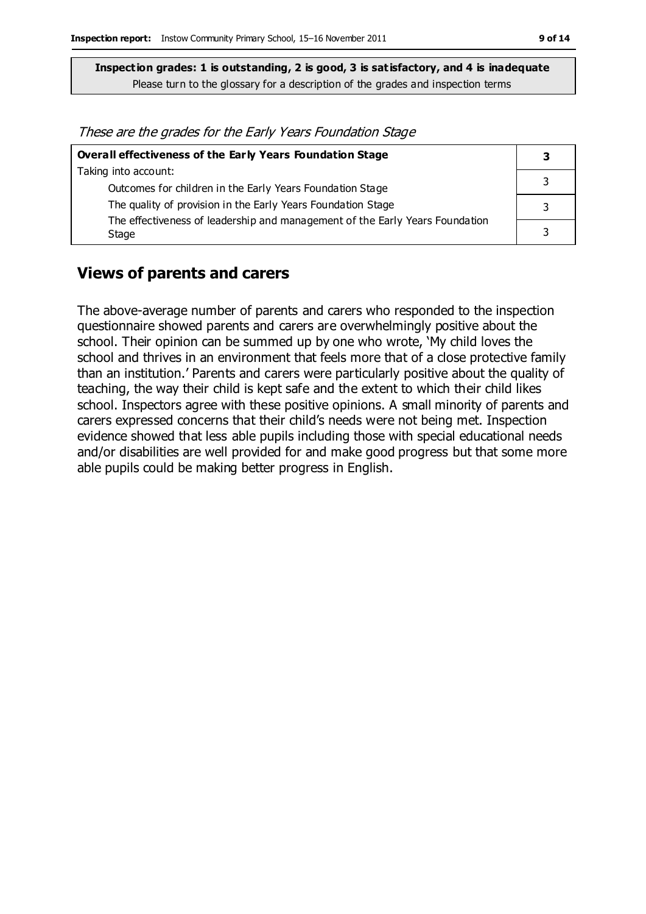**Inspection grades: 1 is outstanding, 2 is good, 3 is satisfactory, and 4 is inadequate**
Please turn to the glossary for a description of the grades and inspection terms

*These are the grades for the Early Years Foundation Stage*

| **Overall effectiveness of the Early Years Foundation Stage** | **3** |
|---|---|
| Taking into account: | |
| Outcomes for children in the Early Years Foundation Stage | 3 |
| The quality of provision in the Early Years Foundation Stage | 3 |
| The effectiveness of leadership and management of the Early Years Foundation Stage | 3 |

## Views of parents and carers

The above-average number of parents and carers who responded to the inspection questionnaire showed parents and carers are overwhelmingly positive about the school. Their opinion can be summed up by one who wrote, 'My child loves the school and thrives in an environment that feels more that of a close protective family than an institution.' Parents and carers were particularly positive about the quality of teaching, the way their child is kept safe and the extent to which their child likes school. Inspectors agree with these positive opinions. A small minority of parents and carers expressed concerns that their child's needs were not being met. Inspection evidence showed that less able pupils including those with special educational needs and/or disabilities are well provided for and make good progress but that some more able pupils could be making better progress in English.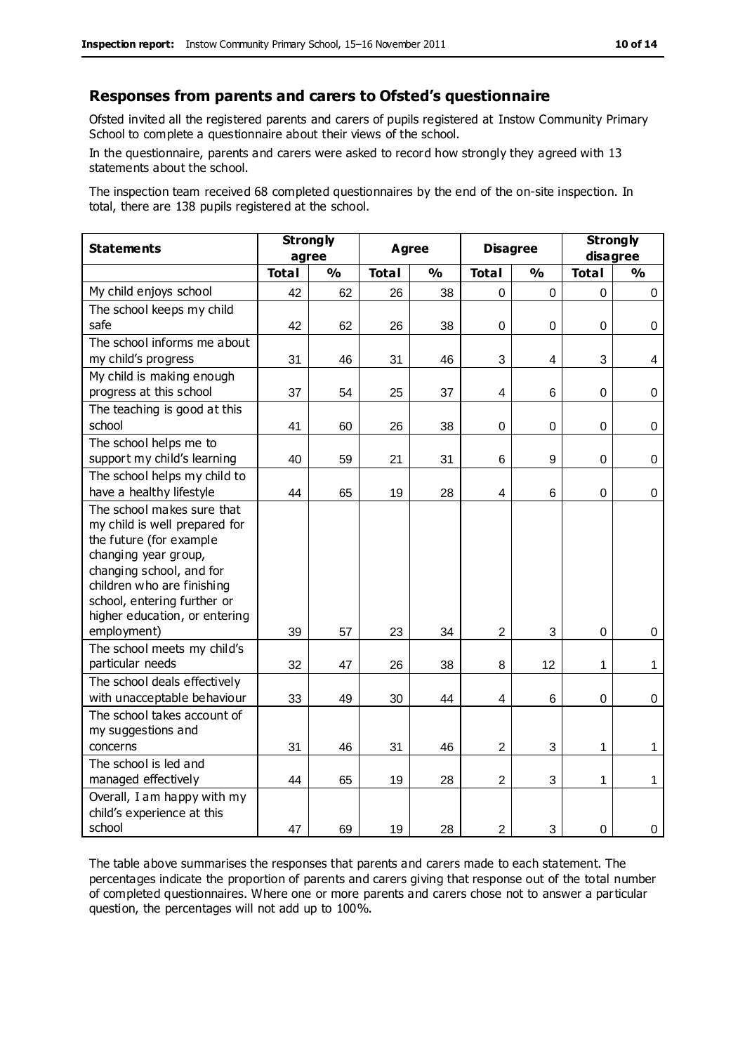## Responses from parents and carers to Ofsted's questionnaire

Ofsted invited all the registered parents and carers of pupils registered at Instow Community Primary School to complete a questionnaire about their views of the school.

In the questionnaire, parents and carers were asked to record how strongly they agreed with 13 statements about the school.

The inspection team received 68 completed questionnaires by the end of the on-site inspection. In total, there are 138 pupils registered at the school.

| Statements | Strongly agree | | Agree | | Disagree | | Strongly disagree | |
|---|---|---|---|---|---|---|---|---|
| | Total | % | Total | % | Total | % | Total | % |
| My child enjoys school | 42 | 62 | 26 | 38 | 0 | 0 | 0 | 0 |
| The school keeps my child safe | 42 | 62 | 26 | 38 | 0 | 0 | 0 | 0 |
| The school informs me about my child's progress | 31 | 46 | 31 | 46 | 3 | 4 | 3 | 4 |
| My child is making enough progress at this school | 37 | 54 | 25 | 37 | 4 | 6 | 0 | 0 |
| The teaching is good at this school | 41 | 60 | 26 | 38 | 0 | 0 | 0 | 0 |
| The school helps me to support my child's learning | 40 | 59 | 21 | 31 | 6 | 9 | 0 | 0 |
| The school helps my child to have a healthy lifestyle | 44 | 65 | 19 | 28 | 4 | 6 | 0 | 0 |
| The school makes sure that my child is well prepared for the future (for example changing year group, changing school, and for children who are finishing school, entering further or higher education, or entering employment) | 39 | 57 | 23 | 34 | 2 | 3 | 0 | 0 |
| The school meets my child's particular needs | 32 | 47 | 26 | 38 | 8 | 12 | 1 | 1 |
| The school deals effectively with unacceptable behaviour | 33 | 49 | 30 | 44 | 4 | 6 | 0 | 0 |
| The school takes account of my suggestions and concerns | 31 | 46 | 31 | 46 | 2 | 3 | 1 | 1 |
| The school is led and managed effectively | 44 | 65 | 19 | 28 | 2 | 3 | 1 | 1 |
| Overall, I am happy with my child's experience at this school | 47 | 69 | 19 | 28 | 2 | 3 | 0 | 0 |

The table above summarises the responses that parents and carers made to each statement. The percentages indicate the proportion of parents and carers giving that response out of the total number of completed questionnaires. Where one or more parents and carers chose not to answer a particular question, the percentages will not add up to 100%.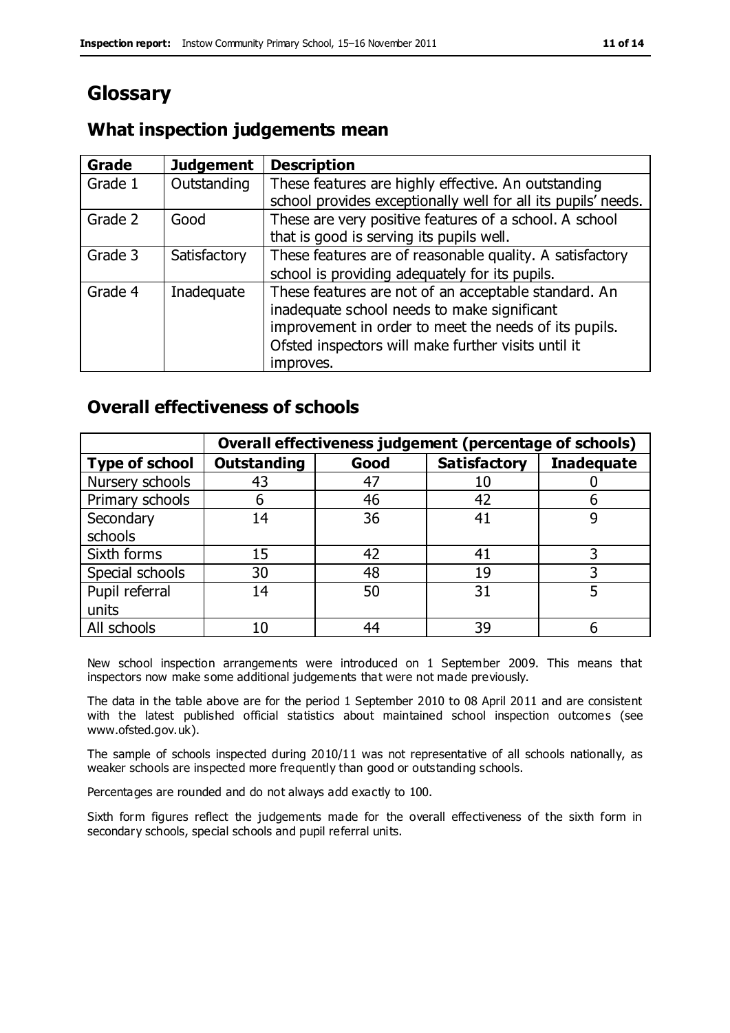# Glossary

## What inspection judgements mean

| Grade | Judgement | Description |
| --- | --- | --- |
| Grade 1 | Outstanding | These features are highly effective. An outstanding school provides exceptionally well for all its pupils' needs. |
| Grade 2 | Good | These are very positive features of a school. A school that is good is serving its pupils well. |
| Grade 3 | Satisfactory | These features are of reasonable quality. A satisfactory school is providing adequately for its pupils. |
| Grade 4 | Inadequate | These features are not of an acceptable standard. An inadequate school needs to make significant improvement in order to meet the needs of its pupils. Ofsted inspectors will make further visits until it improves. |

## Overall effectiveness of schools

| | Overall effectiveness judgement (percentage of schools) | | | |
| --- | --- | --- | --- | --- |
| **Type of school** | **Outstanding** | **Good** | **Satisfactory** | **Inadequate** |
| Nursery schools | 43 | 47 | 10 | 0 |
| Primary schools | 6 | 46 | 42 | 6 |
| Secondary schools | 14 | 36 | 41 | 9 |
| Sixth forms | 15 | 42 | 41 | 3 |
| Special schools | 30 | 48 | 19 | 3 |
| Pupil referral units | 14 | 50 | 31 | 5 |
| All schools | 10 | 44 | 39 | 6 |

New school inspection arrangements were introduced on 1 September 2009. This means that inspectors now make some additional judgements that were not made previously.

The data in the table above are for the period 1 September 2010 to 08 April 2011 and are consistent with the latest published official statistics about maintained school inspection outcomes (see www.ofsted.gov.uk).

The sample of schools inspected during 2010/11 was not representative of all schools nationally, as weaker schools are inspected more frequently than good or outstanding schools.

Percentages are rounded and do not always add exactly to 100.

Sixth form figures reflect the judgements made for the overall effectiveness of the sixth form in secondary schools, special schools and pupil referral units.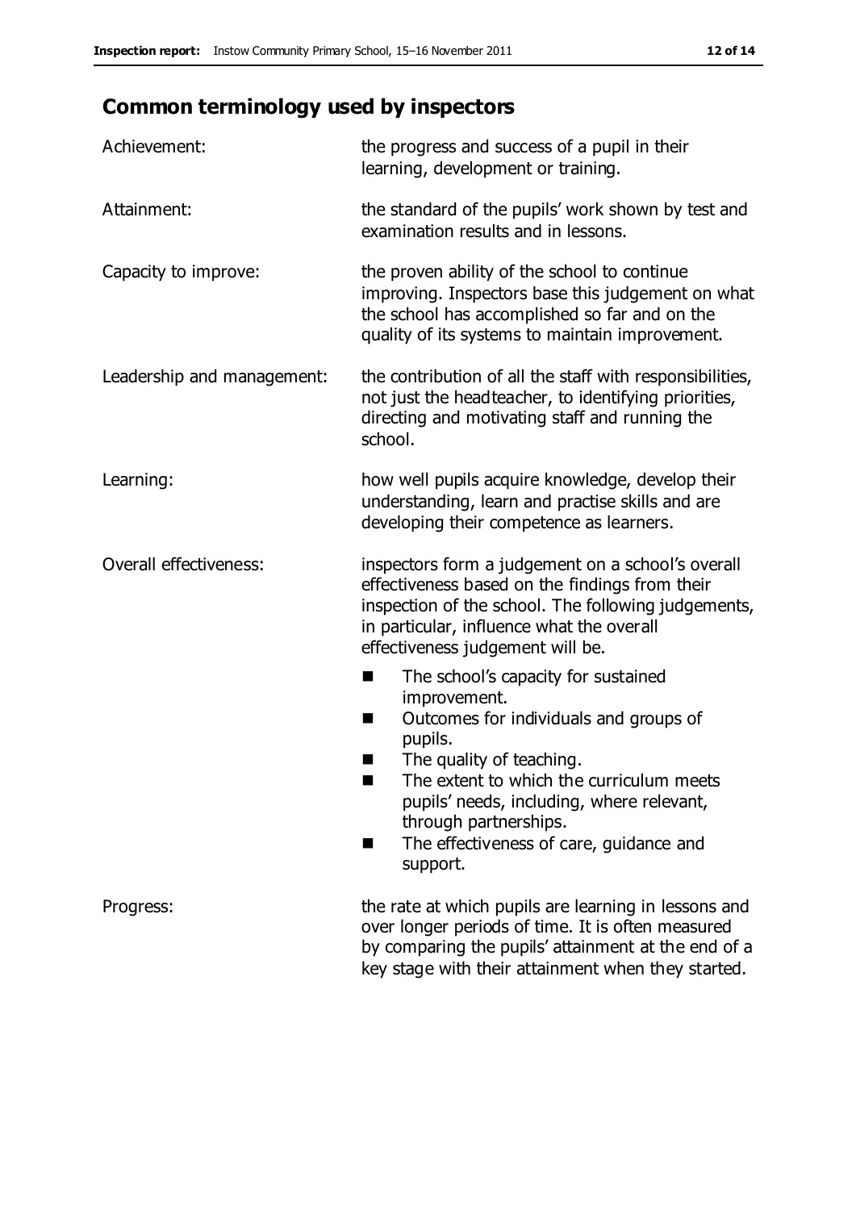## Common terminology used by inspectors

| | |
|---|---|
| Achievement: | the progress and success of a pupil in their learning, development or training. |
| Attainment: | the standard of the pupils' work shown by test and examination results and in lessons. |
| Capacity to improve: | the proven ability of the school to continue improving. Inspectors base this judgement on what the school has accomplished so far and on the quality of its systems to maintain improvement. |
| Leadership and management: | the contribution of all the staff with responsibilities, not just the headteacher, to identifying priorities, directing and motivating staff and running the school. |
| Learning: | how well pupils acquire knowledge, develop their understanding, learn and practise skills and are developing their competence as learners. |
| Overall effectiveness: | inspectors form a judgement on a school's overall effectiveness based on the findings from their inspection of the school. The following judgements, in particular, influence what the overall effectiveness judgement will be.<br>■ The school's capacity for sustained improvement.<br>■ Outcomes for individuals and groups of pupils.<br>■ The quality of teaching.<br>■ The extent to which the curriculum meets pupils' needs, including, where relevant, through partnerships.<br>■ The effectiveness of care, guidance and support. |
| Progress: | the rate at which pupils are learning in lessons and over longer periods of time. It is often measured by comparing the pupils' attainment at the end of a key stage with their attainment when they started. |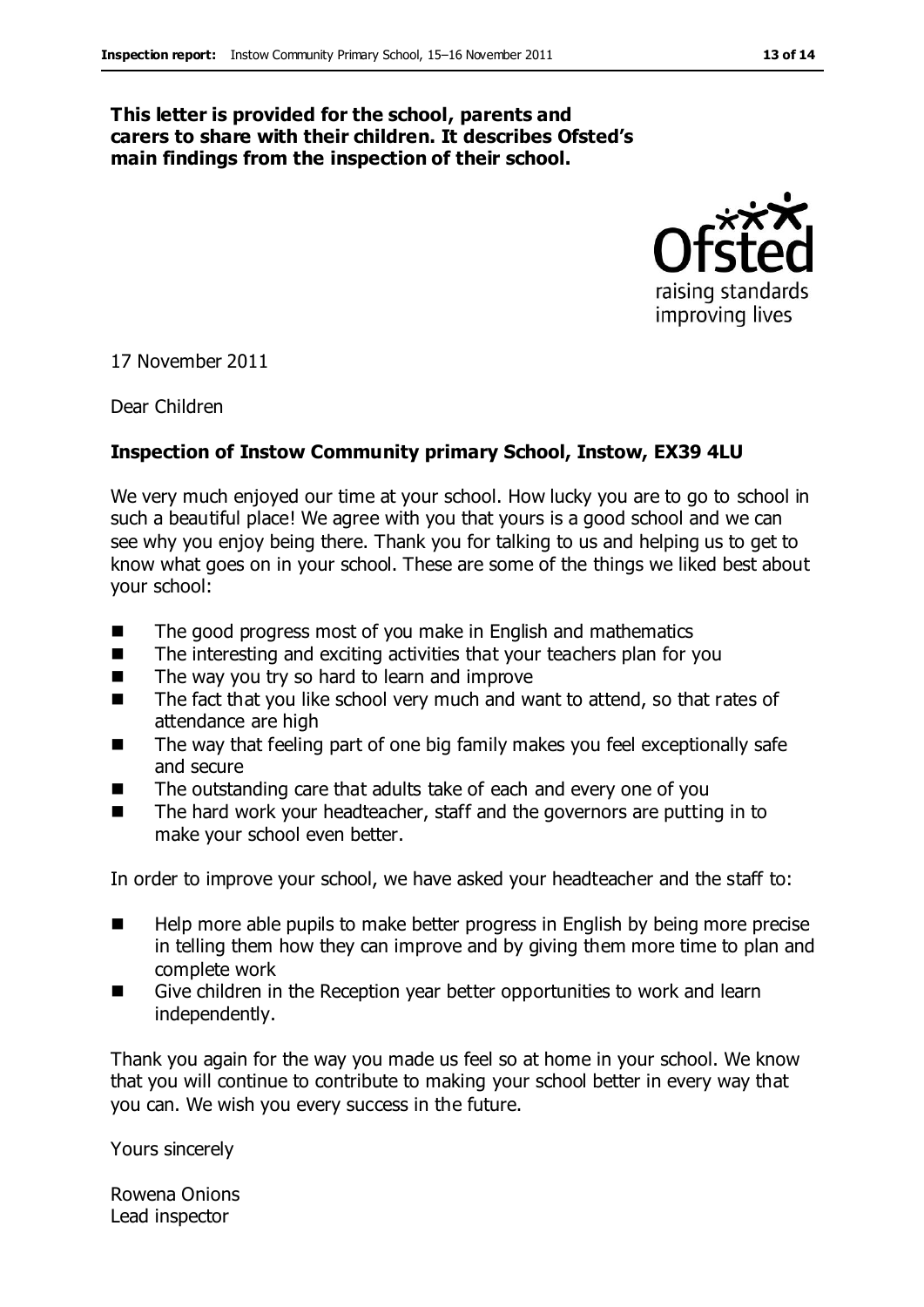**This letter is provided for the school, parents and carers to share with their children. It describes Ofsted's main findings from the inspection of their school.**

17 November 2011

Dear Children

**Inspection of Instow Community primary School, Instow, EX39 4LU**

We very much enjoyed our time at your school. How lucky you are to go to school in such a beautiful place! We agree with you that yours is a good school and we can see why you enjoy being there. Thank you for talking to us and helping us to get to know what goes on in your school. These are some of the things we liked best about your school:

- The good progress most of you make in English and mathematics
- The interesting and exciting activities that your teachers plan for you
- The way you try so hard to learn and improve
- The fact that you like school very much and want to attend, so that rates of attendance are high
- The way that feeling part of one big family makes you feel exceptionally safe and secure
- The outstanding care that adults take of each and every one of you
- The hard work your headteacher, staff and the governors are putting in to make your school even better.

In order to improve your school, we have asked your headteacher and the staff to:

- Help more able pupils to make better progress in English by being more precise in telling them how they can improve and by giving them more time to plan and complete work
- Give children in the Reception year better opportunities to work and learn independently.

Thank you again for the way you made us feel so at home in your school. We know that you will continue to contribute to making your school better in every way that you can. We wish you every success in the future.

Yours sincerely

Rowena Onions
Lead inspector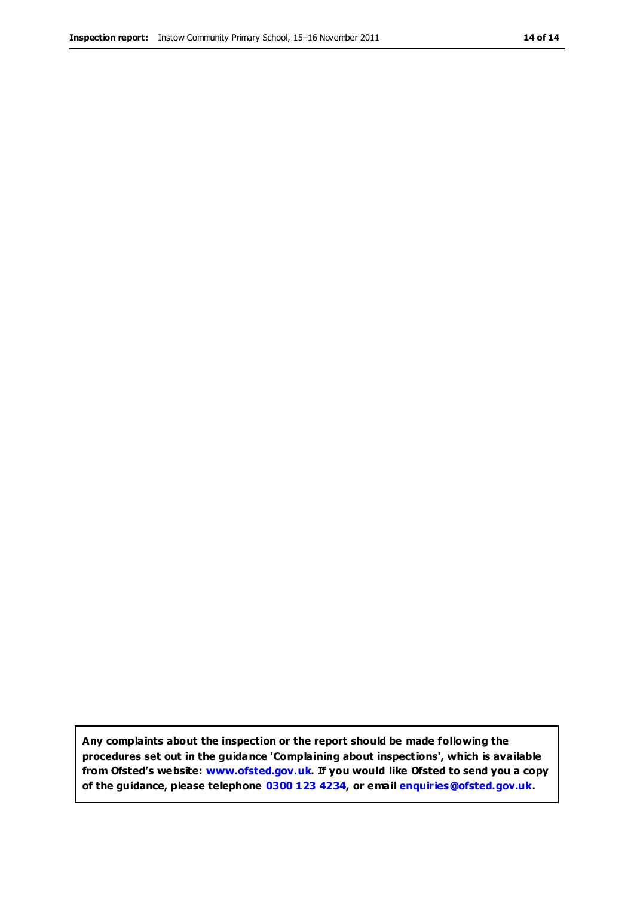**Any complaints about the inspection or the report should be made following the procedures set out in the guidance 'Complaining about inspections', which is available from Ofsted's website: www.ofsted.gov.uk. If you would like Ofsted to send you a copy of the guidance, please telephone 0300 123 4234, or email enquiries@ofsted.gov.uk.**